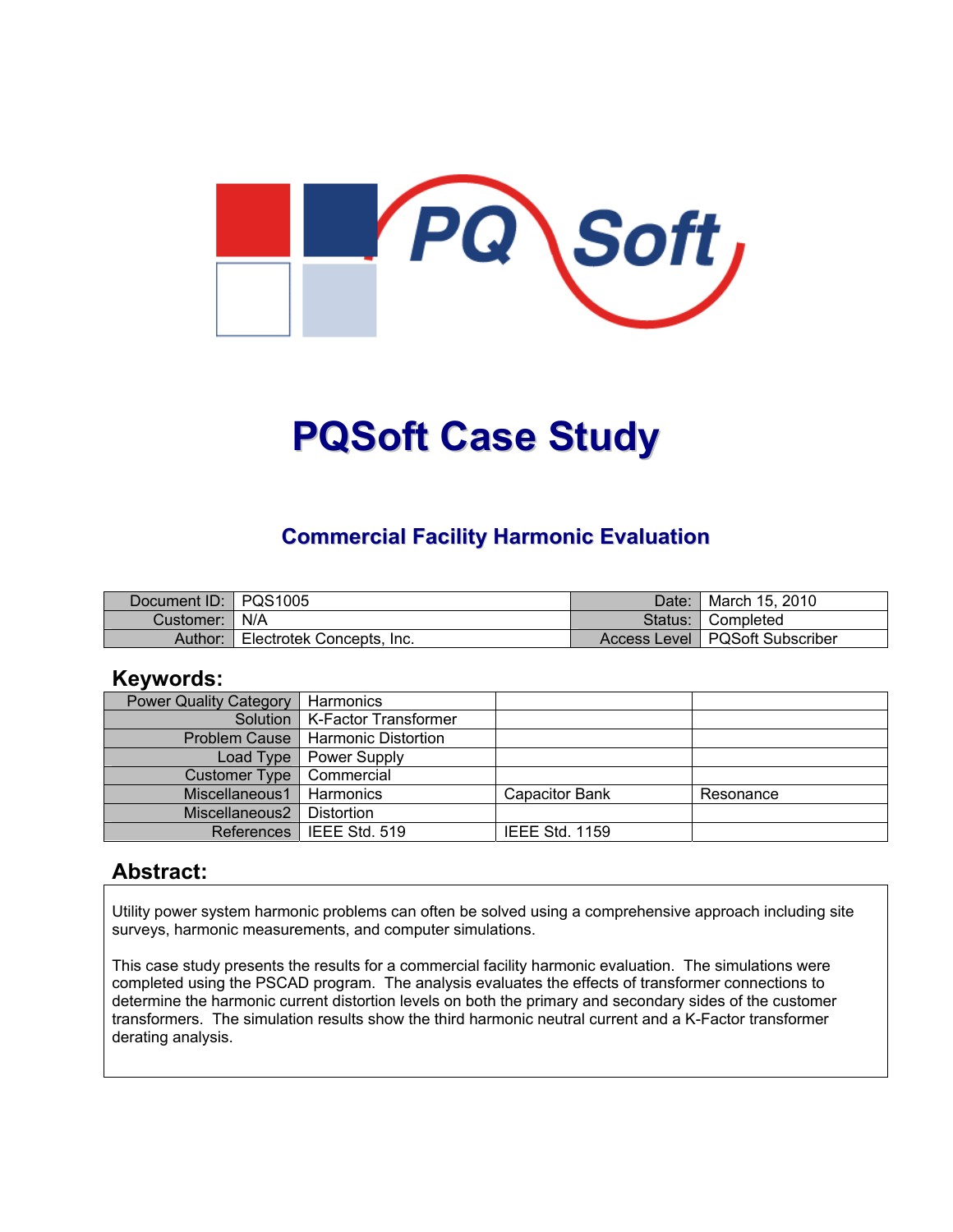# PQSoft Case Study

## Commercial Facility Harmonic Evaluation

| Document ID: | PQS1005 | Date: | March 15, 2010 |
|---|---|---|---|
| Customer: | N/A | Status: | Completed |
| Author: | Electrotek Concepts, Inc. | Access Level | PQSoft Subscriber |

## Keywords:

| Power Quality Category | Harmonics | | |
|---|---|---|---|
| Solution | K-Factor Transformer | | |
| Problem Cause | Harmonic Distortion | | |
| Load Type | Power Supply | | |
| Customer Type | Commercial | | |
| Miscellaneous1 | Harmonics | Capacitor Bank | Resonance |
| Miscellaneous2 | Distortion | | |
| References | IEEE Std. 519 | IEEE Std. 1159 | |

## Abstract:

Utility power system harmonic problems can often be solved using a comprehensive approach including site surveys, harmonic measurements, and computer simulations.

This case study presents the results for a commercial facility harmonic evaluation. The simulations were completed using the PSCAD program. The analysis evaluates the effects of transformer connections to determine the harmonic current distortion levels on both the primary and secondary sides of the customer transformers. The simulation results show the third harmonic neutral current and a K-Factor transformer derating analysis.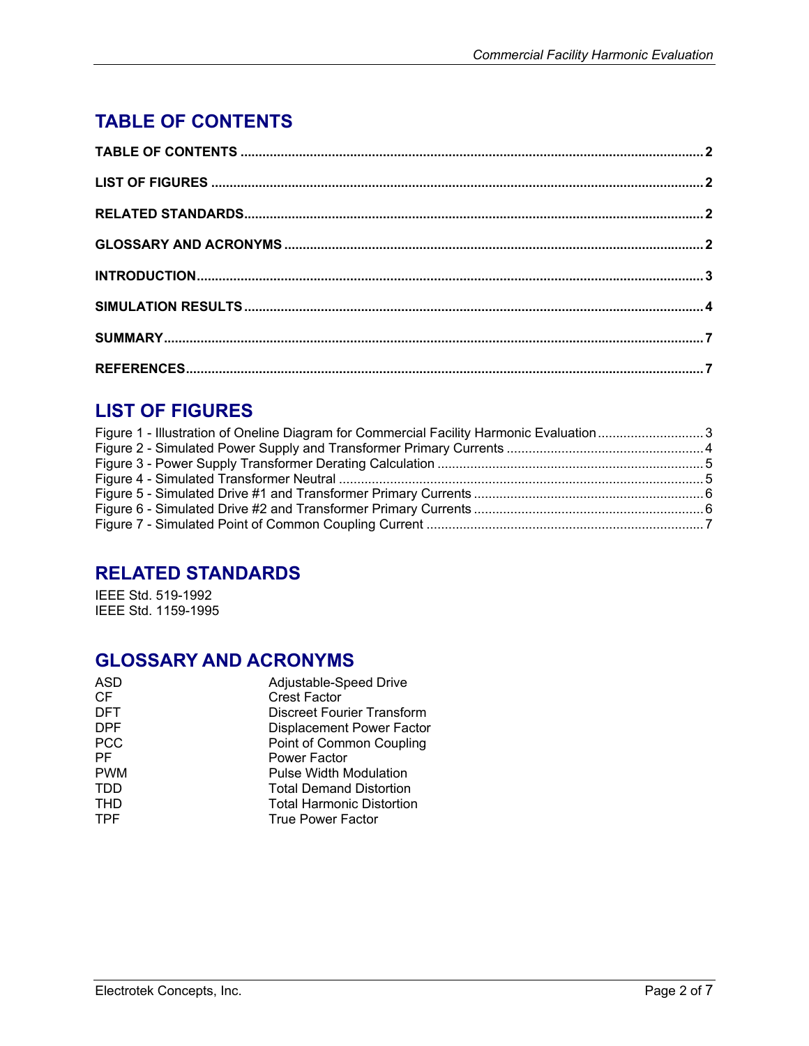# TABLE OF CONTENTS

**TABLE OF CONTENTS** .......... **2**

**LIST OF FIGURES** .......... **2**

**RELATED STANDARDS** .......... **2**

**GLOSSARY AND ACRONYMS** .......... **2**

**INTRODUCTION** .......... **3**

**SIMULATION RESULTS** .......... **4**

**SUMMARY** .......... **7**

**REFERENCES** .......... **7**

# LIST OF FIGURES

Figure 1 - Illustration of Oneline Diagram for Commercial Facility Harmonic Evaluation .......... 3
Figure 2 - Simulated Power Supply and Transformer Primary Currents .......... 4
Figure 3 - Power Supply Transformer Derating Calculation .......... 5
Figure 4 - Simulated Transformer Neutral .......... 5
Figure 5 - Simulated Drive #1 and Transformer Primary Currents .......... 6
Figure 6 - Simulated Drive #2 and Transformer Primary Currents .......... 6
Figure 7 - Simulated Point of Common Coupling Current .......... 7

# RELATED STANDARDS

IEEE Std. 519-1992
IEEE Std. 1159-1995

# GLOSSARY AND ACRONYMS

| | |
|---|---|
| ASD | Adjustable-Speed Drive |
| CF | Crest Factor |
| DFT | Discreet Fourier Transform |
| DPF | Displacement Power Factor |
| PCC | Point of Common Coupling |
| PF | Power Factor |
| PWM | Pulse Width Modulation |
| TDD | Total Demand Distortion |
| THD | Total Harmonic Distortion |
| TPF | True Power Factor |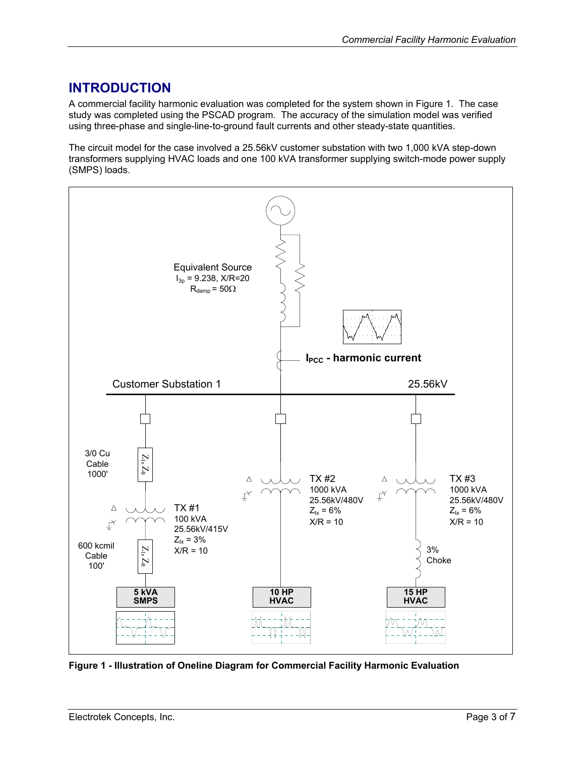## INTRODUCTION

A commercial facility harmonic evaluation was completed for the system shown in Figure 1. The case study was completed using the PSCAD program. The accuracy of the simulation model was verified using three-phase and single-line-to-ground fault currents and other steady-state quantities.

The circuit model for the case involved a 25.56kV customer substation with two 1,000 kVA step-down transformers supplying HVAC loads and one 100 kVA transformer supplying switch-mode power supply (SMPS) loads.

**Figure 1 - Illustration of Oneline Diagram for Commercial Facility Harmonic Evaluation**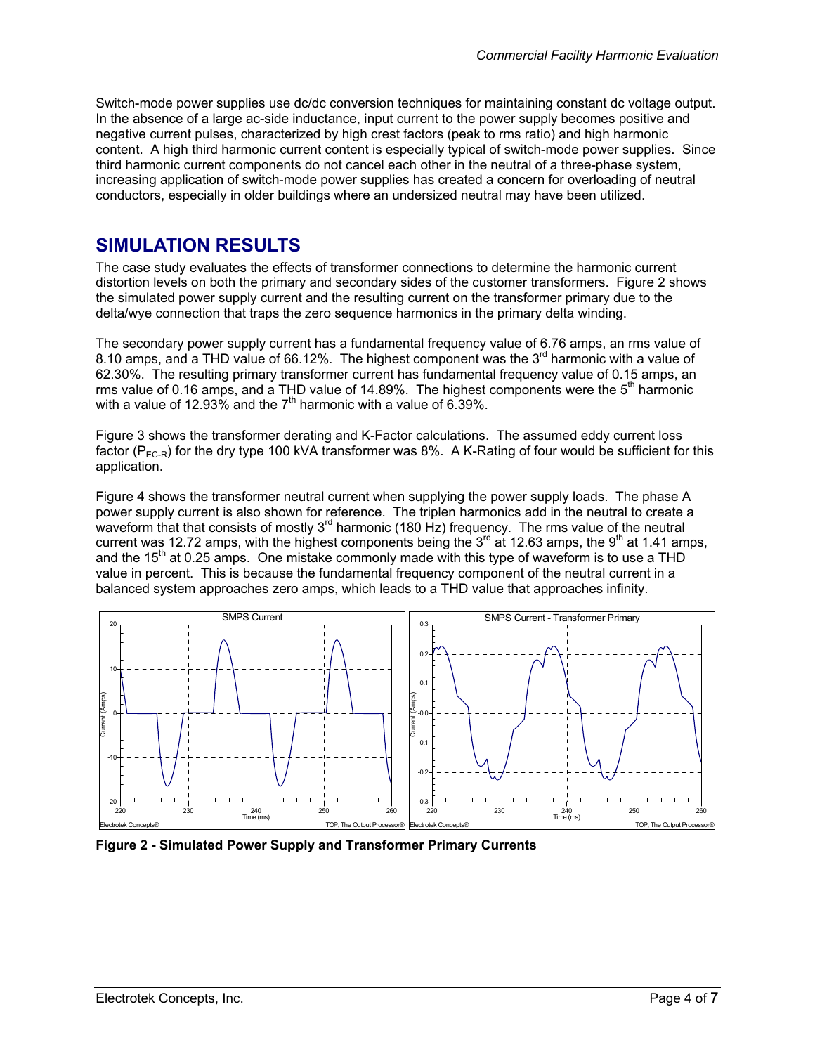Switch-mode power supplies use dc/dc conversion techniques for maintaining constant dc voltage output. In the absence of a large ac-side inductance, input current to the power supply becomes positive and negative current pulses, characterized by high crest factors (peak to rms ratio) and high harmonic content. A high third harmonic current content is especially typical of switch-mode power supplies. Since third harmonic current components do not cancel each other in the neutral of a three-phase system, increasing application of switch-mode power supplies has created a concern for overloading of neutral conductors, especially in older buildings where an undersized neutral may have been utilized.

## SIMULATION RESULTS

The case study evaluates the effects of transformer connections to determine the harmonic current distortion levels on both the primary and secondary sides of the customer transformers. Figure 2 shows the simulated power supply current and the resulting current on the transformer primary due to the delta/wye connection that traps the zero sequence harmonics in the primary delta winding.

The secondary power supply current has a fundamental frequency value of 6.76 amps, an rms value of 8.10 amps, and a THD value of 66.12%. The highest component was the 3rd harmonic with a value of 62.30%. The resulting primary transformer current has fundamental frequency value of 0.15 amps, an rms value of 0.16 amps, and a THD value of 14.89%. The highest components were the 5th harmonic with a value of 12.93% and the 7th harmonic with a value of 6.39%.

Figure 3 shows the transformer derating and K-Factor calculations. The assumed eddy current loss factor ($P_{EC-R}$) for the dry type 100 kVA transformer was 8%. A K-Rating of four would be sufficient for this application.

Figure 4 shows the transformer neutral current when supplying the power supply loads. The phase A power supply current is also shown for reference. The triplen harmonics add in the neutral to create a waveform that that consists of mostly 3rd harmonic (180 Hz) frequency. The rms value of the neutral current was 12.72 amps, with the highest components being the 3rd at 12.63 amps, the 9th at 1.41 amps, and the 15th at 0.25 amps. One mistake commonly made with this type of waveform is to use a THD value in percent. This is because the fundamental frequency component of the neutral current in a balanced system approaches zero amps, which leads to a THD value that approaches infinity.

**Figure 2 - Simulated Power Supply and Transformer Primary Currents**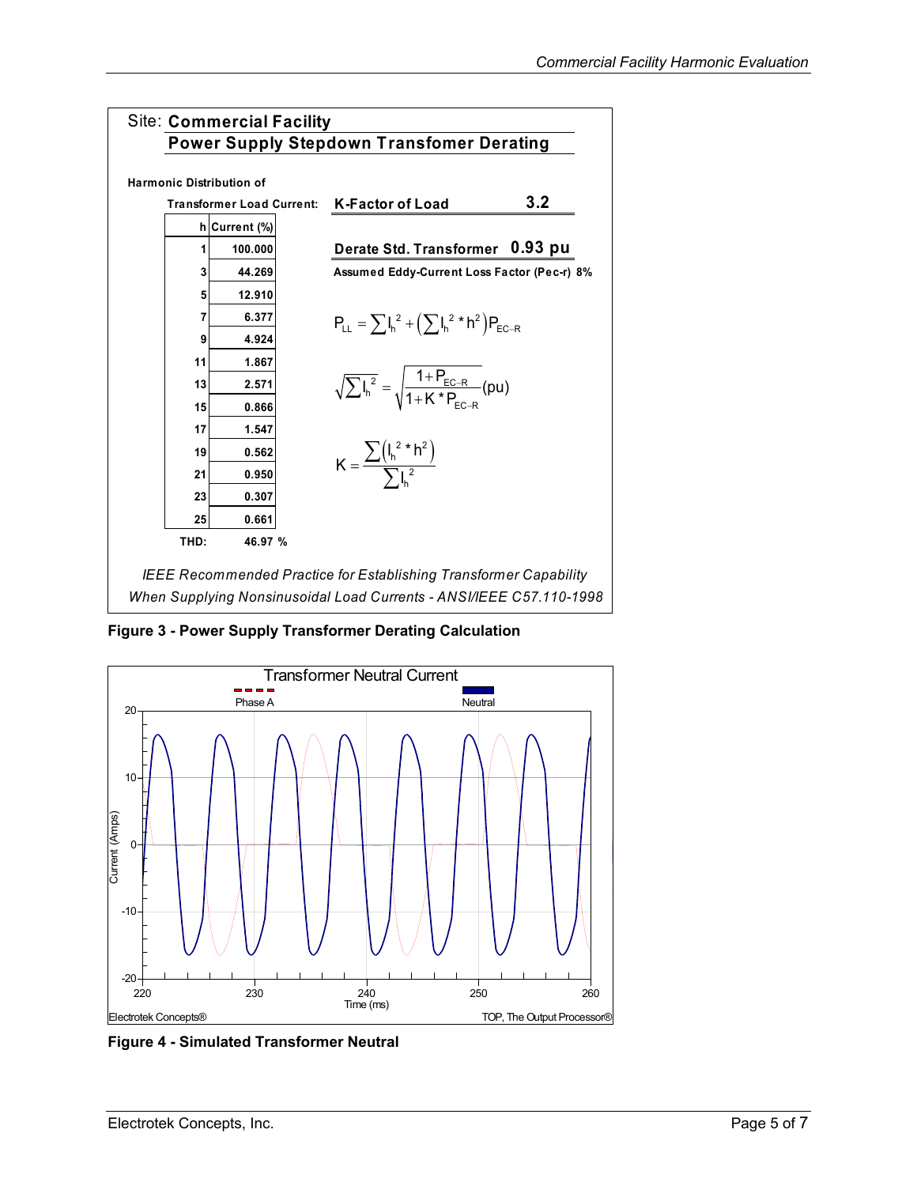Site: **Commercial Facility**

**Power Supply Stepdown Transfomer Derating**

**Harmonic Distribution of Transformer Load Current:**

| h | Current (%) |
|---|---|
| 1 | 100.000 |
| 3 | 44.269 |
| 5 | 12.910 |
| 7 | 6.377 |
| 9 | 4.924 |
| 11 | 1.867 |
| 13 | 2.571 |
| 15 | 0.866 |
| 17 | 1.547 |
| 19 | 0.562 |
| 21 | 0.950 |
| 23 | 0.307 |
| 25 | 0.661 |
| THD: | 46.97 % |

**K-Factor of Load** **3.2**

**Derate Std. Transformer** **0.93 pu**

**Assumed Eddy-Current Loss Factor (Pec-r) 8%**

$$P_{LL} = \sum I_h^2 + \left(\sum I_h^2 * h^2\right) P_{EC-R}$$

$$\sqrt{\sum I_h^2} = \sqrt{\frac{1+P_{EC-R}}{1+K*P_{EC-R}}}(pu)$$

$$K = \frac{\sum\left(I_h^2 * h^2\right)}{\sum I_h^2}$$

*IEEE Recommended Practice for Establishing Transformer Capability When Supplying Nonsinusoidal Load Currents - ANSI/IEEE C57.110-1998*

**Figure 3 - Power Supply Transformer Derating Calculation**

**Figure 4 - Simulated Transformer Neutral**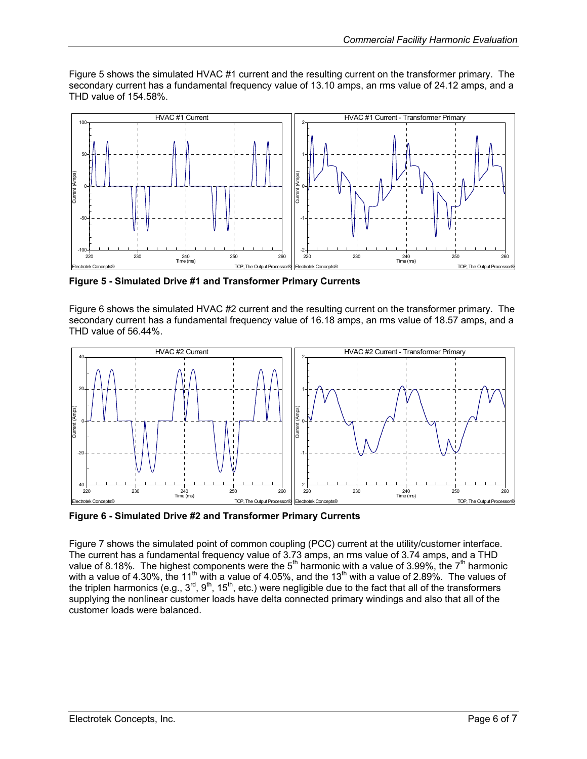Figure 5 shows the simulated HVAC #1 current and the resulting current on the transformer primary. The secondary current has a fundamental frequency value of 13.10 amps, an rms value of 24.12 amps, and a THD value of 154.58%.

**Figure 5 - Simulated Drive #1 and Transformer Primary Currents**

Figure 6 shows the simulated HVAC #2 current and the resulting current on the transformer primary. The secondary current has a fundamental frequency value of 16.18 amps, an rms value of 18.57 amps, and a THD value of 56.44%.

**Figure 6 - Simulated Drive #2 and Transformer Primary Currents**

Figure 7 shows the simulated point of common coupling (PCC) current at the utility/customer interface. The current has a fundamental frequency value of 3.73 amps, an rms value of 3.74 amps, and a THD value of 8.18%. The highest components were the 5th harmonic with a value of 3.99%, the 7th harmonic with a value of 4.30%, the 11th with a value of 4.05%, and the 13th with a value of 2.89%. The values of the triplen harmonics (e.g., 3rd, 9th, 15th, etc.) were negligible due to the fact that all of the transformers supplying the nonlinear customer loads have delta connected primary windings and also that all of the customer loads were balanced.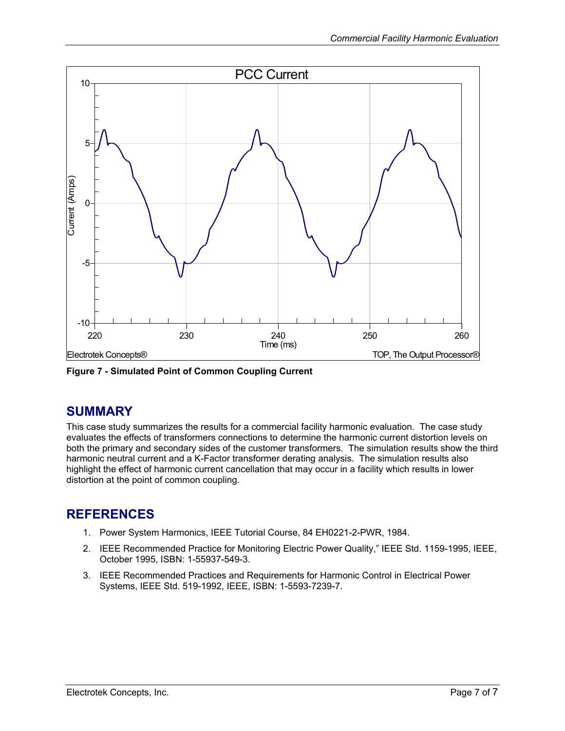PCC Current

10

5

0

-5

-10

Current (Amps)

220

230

240

250

260

Time (ms)

Electrotek Concepts®

TOP, The Output Processor®

**Figure 7 - Simulated Point of Common Coupling Current**

## SUMMARY

This case study summarizes the results for a commercial facility harmonic evaluation. The case study evaluates the effects of transformers connections to determine the harmonic current distortion levels on both the primary and secondary sides of the customer transformers. The simulation results show the third harmonic neutral current and a K-Factor transformer derating analysis. The simulation results also highlight the effect of harmonic current cancellation that may occur in a facility which results in lower distortion at the point of common coupling.

## REFERENCES

1. Power System Harmonics, IEEE Tutorial Course, 84 EH0221-2-PWR, 1984.
2. IEEE Recommended Practice for Monitoring Electric Power Quality," IEEE Std. 1159-1995, IEEE, October 1995, ISBN: 1-55937-549-3.
3. IEEE Recommended Practices and Requirements for Harmonic Control in Electrical Power Systems, IEEE Std. 519-1992, IEEE, ISBN: 1-5593-7239-7.